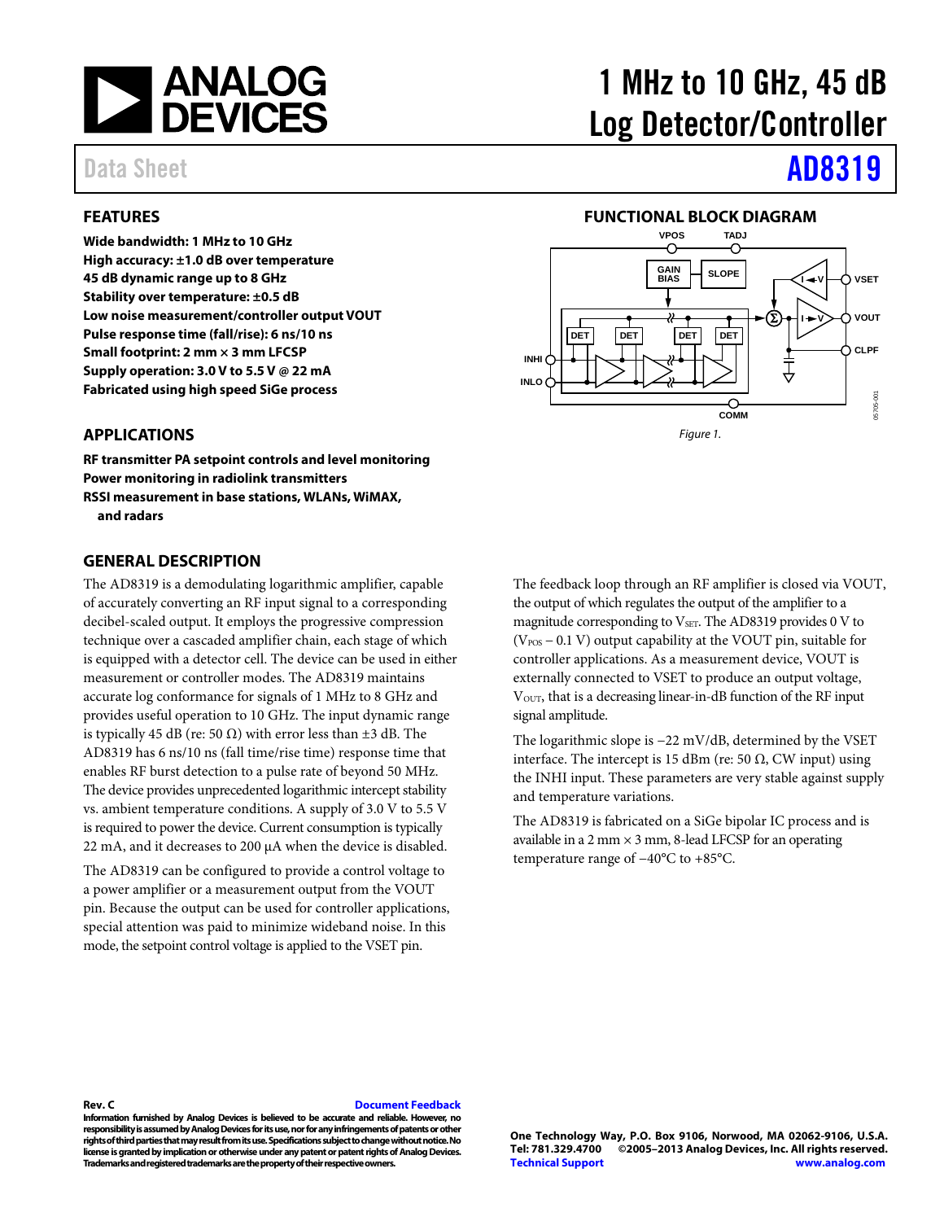# 1 MHz to 10 GHz, 45 dB Log Detector/Controller

Data Sheet **AD8319**

## FEATURES

**Wide bandwidth: 1 MHz to 10 GHz**
**High accuracy: ±1.0 dB over temperature**
**45 dB dynamic range up to 8 GHz**
**Stability over temperature: ±0.5 dB**
**Low noise measurement/controller output VOUT**
**Pulse response time (fall/rise): 6 ns/10 ns**
**Small footprint: 2 mm × 3 mm LFCSP**
**Supply operation: 3.0 V to 5.5 V @ 22 mA**
**Fabricated using high speed SiGe process**

## APPLICATIONS

**RF transmitter PA setpoint controls and level monitoring**
**Power monitoring in radiolink transmitters**
**RSSI measurement in base stations, WLANs, WiMAX, and radars**

## FUNCTIONAL BLOCK DIAGRAM

*Figure 1.*

## GENERAL DESCRIPTION

The AD8319 is a demodulating logarithmic amplifier, capable of accurately converting an RF input signal to a corresponding decibel-scaled output. It employs the progressive compression technique over a cascaded amplifier chain, each stage of which is equipped with a detector cell. The device can be used in either measurement or controller modes. The AD8319 maintains accurate log conformance for signals of 1 MHz to 8 GHz and provides useful operation to 10 GHz. The input dynamic range is typically 45 dB (re: 50 Ω) with error less than ±3 dB. The AD8319 has 6 ns/10 ns (fall time/rise time) response time that enables RF burst detection to a pulse rate of beyond 50 MHz. The device provides unprecedented logarithmic intercept stability vs. ambient temperature conditions. A supply of 3.0 V to 5.5 V is required to power the device. Current consumption is typically 22 mA, and it decreases to 200 µA when the device is disabled.

The AD8319 can be configured to provide a control voltage to a power amplifier or a measurement output from the VOUT pin. Because the output can be used for controller applications, special attention was paid to minimize wideband noise. In this mode, the setpoint control voltage is applied to the VSET pin.

The feedback loop through an RF amplifier is closed via VOUT, the output of which regulates the output of the amplifier to a magnitude corresponding to $V_{SET}$. The AD8319 provides 0 V to ($V_{POS}$ – 0.1 V) output capability at the VOUT pin, suitable for controller applications. As a measurement device, VOUT is externally connected to VSET to produce an output voltage, $V_{OUT}$, that is a decreasing linear-in-dB function of the RF input signal amplitude.

The logarithmic slope is −22 mV/dB, determined by the VSET interface. The intercept is 15 dBm (re: 50 Ω, CW input) using the INHI input. These parameters are very stable against supply and temperature variations.

The AD8319 is fabricated on a SiGe bipolar IC process and is available in a 2 mm × 3 mm, 8-lead LFCSP for an operating temperature range of −40°C to +85°C.

**Rev. C** Document Feedback

**Information furnished by Analog Devices is believed to be accurate and reliable. However, no responsibility is assumed by Analog Devices for its use, nor for any infringements of patents or other rights of third parties that may result from its use. Specifications subject to change without notice. No license is granted by implication or otherwise under any patent or patent rights of Analog Devices. Trademarks and registered trademarks are the property of their respective owners.**

**One Technology Way, P.O. Box 9106, Norwood, MA 02062-9106, U.S.A.**
**Tel: 781.329.4700 ©2005–2013 Analog Devices, Inc. All rights reserved.**
**Technical Support www.analog.com**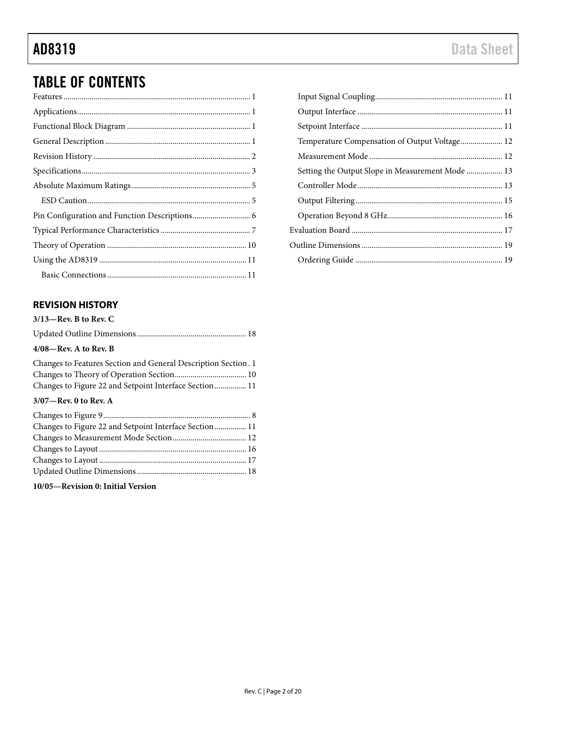## TABLE OF CONTENTS

Features ........................................................................................ 1
Applications................................................................................... 1
Functional Block Diagram .......................................................... 1
General Description..................................................................... 1
Revision History ........................................................................... 2
Specifications................................................................................. 3
Absolute Maximum Ratings......................................................... 5
  ESD Caution.............................................................................. 5
Pin Configuration and Function Descriptions............................ 6
Typical Performance Characteristics .......................................... 7
Theory of Operation .................................................................... 10
Using the AD8319 ........................................................................ 11
  Basic Connections.................................................................... 11
  Input Signal Coupling.............................................................. 11
  Output Interface ...................................................................... 11
  Setpoint Interface .................................................................... 11
  Temperature Compensation of Output Voltage.................... 12
  Measurement Mode ................................................................. 12
  Setting the Output Slope in Measurement Mode ................. 13
  Controller Mode....................................................................... 13
  Output Filtering........................................................................ 15
  Operation Beyond 8 GHz........................................................ 16
Evaluation Board ......................................................................... 17
Outline Dimensions .................................................................... 19
  Ordering Guide ........................................................................ 19

### REVISION HISTORY

**3/13—Rev. B to Rev. C**

Updated Outline Dimensions ...................................................... 18

**4/08—Rev. A to Rev. B**

Changes to Features Section and General Description Section . 1
Changes to Theory of Operation Section................................... 10
Changes to Figure 22 and Setpoint Interface Section................ 11

**3/07—Rev. 0 to Rev. A**

Changes to Figure 9......................................................................... 8
Changes to Figure 22 and Setpoint Interface Section................ 11
Changes to Measurement Mode Section..................................... 12
Changes to Layout ......................................................................... 16
Changes to Layout ......................................................................... 17
Updated Outline Dimensions ...................................................... 18

**10/05—Revision 0: Initial Version**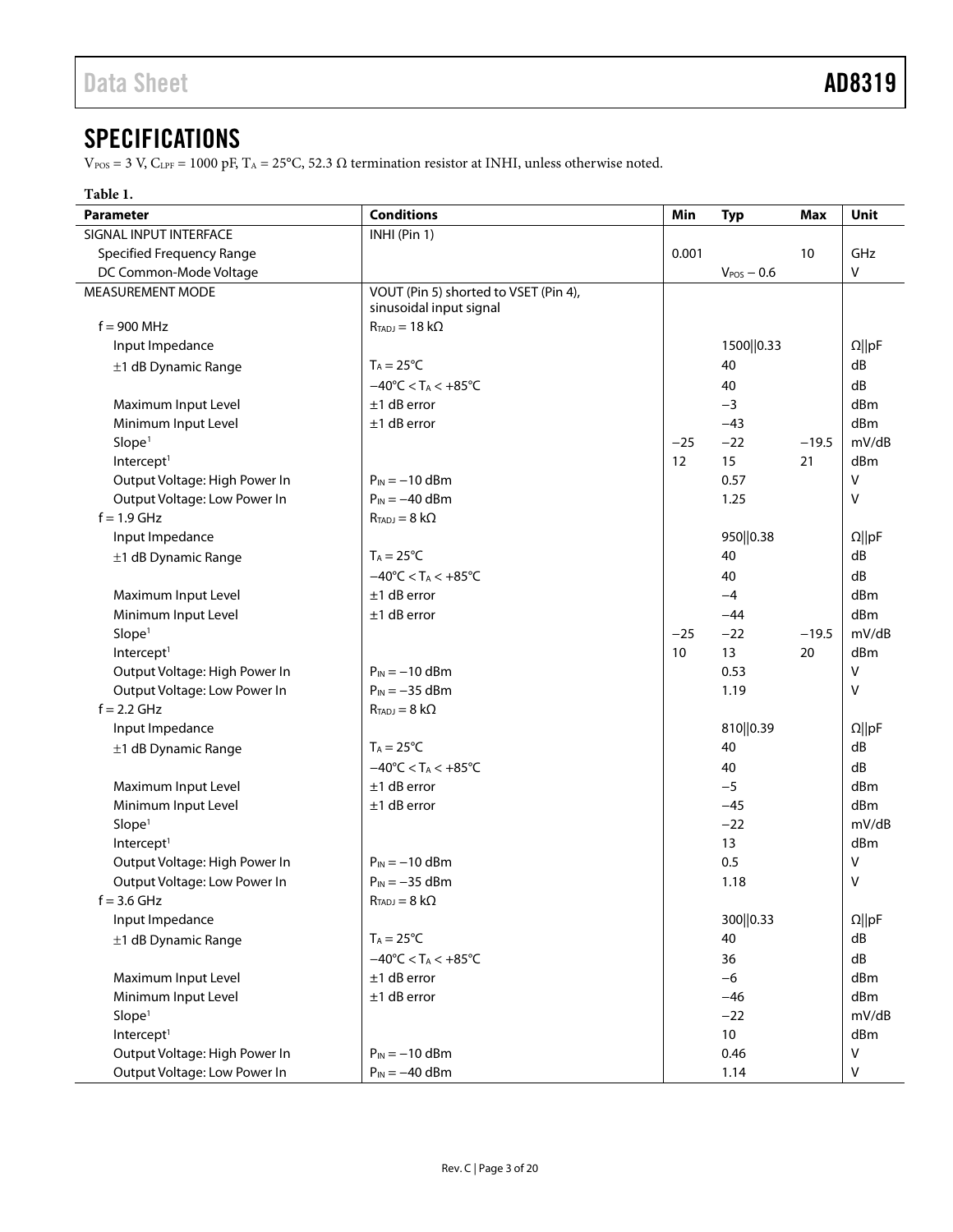## SPECIFICATIONS

$V_{POS}$ = 3 V, $C_{LPF}$ = 1000 pF, $T_A$ = 25°C, 52.3 Ω termination resistor at INHI, unless otherwise noted.

**Table 1.**

| Parameter | Conditions | Min | Typ | Max | Unit |
|---|---|---|---|---|---|
| SIGNAL INPUT INTERFACE | INHI (Pin 1) | | | | |
| Specified Frequency Range | | 0.001 | | 10 | GHz |
| DC Common-Mode Voltage | | | $V_{POS}$ − 0.6 | | V |
| MEASUREMENT MODE | VOUT (Pin 5) shorted to VSET (Pin 4), sinusoidal input signal | | | | |
| f = 900 MHz | $R_{TADJ}$ = 18 kΩ | | | | |
| Input Impedance | | | 1500‖0.33 | | Ω‖pF |
| ±1 dB Dynamic Range | $T_A$ = 25°C | | 40 | | dB |
| | −40°C < $T_A$ < +85°C | | 40 | | dB |
| Maximum Input Level | ±1 dB error | | −3 | | dBm |
| Minimum Input Level | ±1 dB error | | −43 | | dBm |
| Slope[1] | | −25 | −22 | −19.5 | mV/dB |
| Intercept[1] | | 12 | 15 | 21 | dBm |
| Output Voltage: High Power In | $P_{IN}$ = −10 dBm | | 0.57 | | V |
| Output Voltage: Low Power In | $P_{IN}$ = −40 dBm | | 1.25 | | V |
| f = 1.9 GHz | $R_{TADJ}$ = 8 kΩ | | | | |
| Input Impedance | | | 950‖0.38 | | Ω‖pF |
| ±1 dB Dynamic Range | $T_A$ = 25°C | | 40 | | dB |
| | −40°C < $T_A$ < +85°C | | 40 | | dB |
| Maximum Input Level | ±1 dB error | | −4 | | dBm |
| Minimum Input Level | ±1 dB error | | −44 | | dBm |
| Slope[1] | | −25 | −22 | −19.5 | mV/dB |
| Intercept[1] | | 10 | 13 | 20 | dBm |
| Output Voltage: High Power In | $P_{IN}$ = −10 dBm | | 0.53 | | V |
| Output Voltage: Low Power In | $P_{IN}$ = −35 dBm | | 1.19 | | V |
| f = 2.2 GHz | $R_{TADJ}$ = 8 kΩ | | | | |
| Input Impedance | | | 810‖0.39 | | Ω‖pF |
| ±1 dB Dynamic Range | $T_A$ = 25°C | | 40 | | dB |
| | −40°C < $T_A$ < +85°C | | 40 | | dB |
| Maximum Input Level | ±1 dB error | | −5 | | dBm |
| Minimum Input Level | ±1 dB error | | −45 | | dBm |
| Slope[1] | | | −22 | | mV/dB |
| Intercept[1] | | | 13 | | dBm |
| Output Voltage: High Power In | $P_{IN}$ = −10 dBm | | 0.5 | | V |
| Output Voltage: Low Power In | $P_{IN}$ = −35 dBm | | 1.18 | | V |
| f = 3.6 GHz | $R_{TADJ}$ = 8 kΩ | | | | |
| Input Impedance | | | 300‖0.33 | | Ω‖pF |
| ±1 dB Dynamic Range | $T_A$ = 25°C | | 40 | | dB |
| | −40°C < $T_A$ < +85°C | | 36 | | dB |
| Maximum Input Level | ±1 dB error | | −6 | | dBm |
| Minimum Input Level | ±1 dB error | | −46 | | dBm |
| Slope[1] | | | −22 | | mV/dB |
| Intercept[1] | | | 10 | | dBm |
| Output Voltage: High Power In | $P_{IN}$ = −10 dBm | | 0.46 | | V |
| Output Voltage: Low Power In | $P_{IN}$ = −40 dBm | | 1.14 | | V |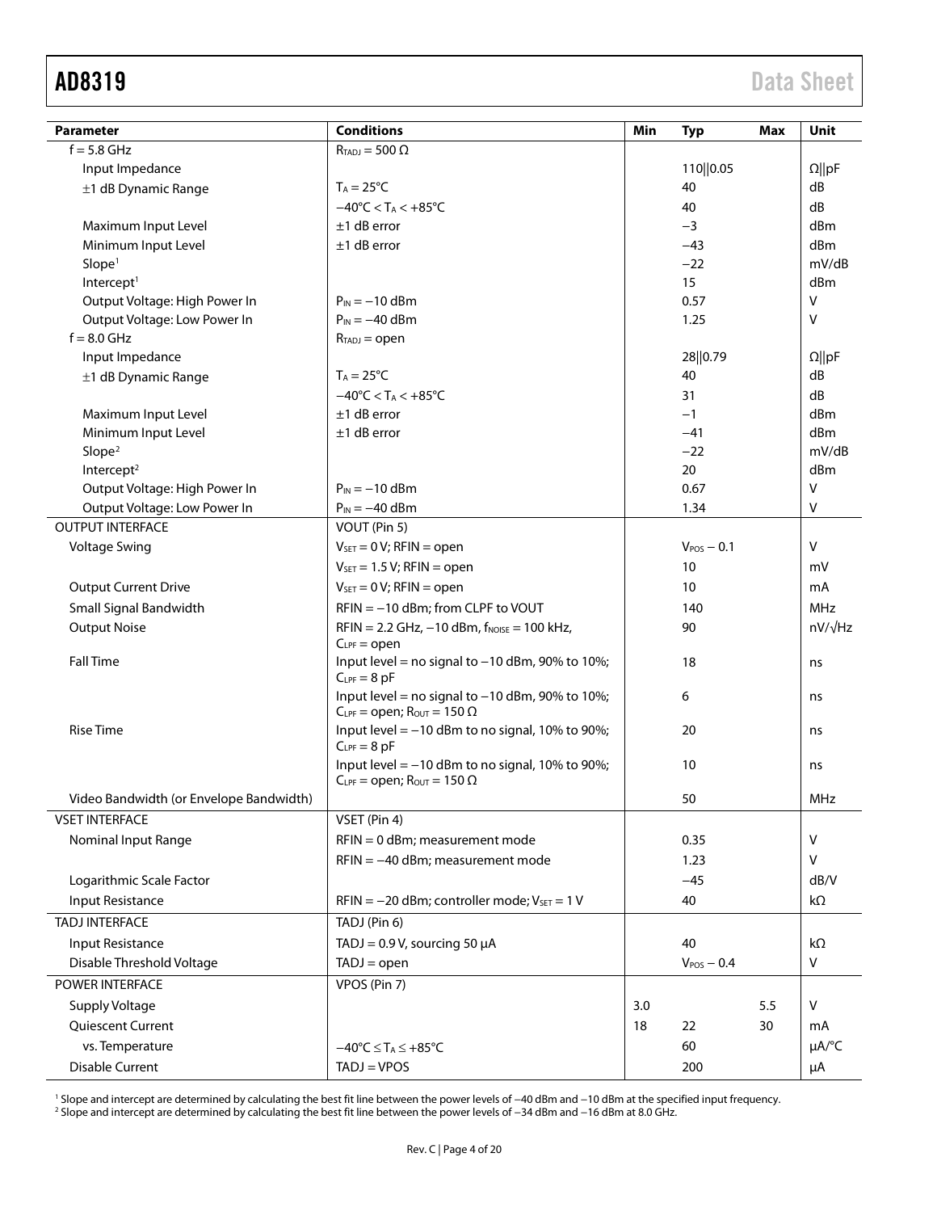| Parameter | Conditions | Min | Typ | Max | Unit |
|---|---|---|---|---|---|
| f = 5.8 GHz | $R_{TADJ}$ = 500 Ω | | | | |
| Input Impedance | | | 110‖0.05 | | Ω‖pF |
| ±1 dB Dynamic Range | $T_A$ = 25°C | | 40 | | dB |
| | −40°C < $T_A$ < +85°C | | 40 | | dB |
| Maximum Input Level | ±1 dB error | | −3 | | dBm |
| Minimum Input Level | ±1 dB error | | −43 | | dBm |
| Slope[1] | | | −22 | | mV/dB |
| Intercept[1] | | | 15 | | dBm |
| Output Voltage: High Power In | $P_{IN}$ = −10 dBm | | 0.57 | | V |
| Output Voltage: Low Power In | $P_{IN}$ = −40 dBm | | 1.25 | | V |
| f = 8.0 GHz | $R_{TADJ}$ = open | | | | |
| Input Impedance | | | 28‖0.79 | | Ω‖pF |
| ±1 dB Dynamic Range | $T_A$ = 25°C | | 40 | | dB |
| | −40°C < $T_A$ < +85°C | | 31 | | dB |
| Maximum Input Level | ±1 dB error | | −1 | | dBm |
| Minimum Input Level | ±1 dB error | | −41 | | dBm |
| Slope[2] | | | −22 | | mV/dB |
| Intercept[2] | | | 20 | | dBm |
| Output Voltage: High Power In | $P_{IN}$ = −10 dBm | | 0.67 | | V |
| Output Voltage: Low Power In | $P_{IN}$ = −40 dBm | | 1.34 | | V |
| OUTPUT INTERFACE | VOUT (Pin 5) | | | | |
| Voltage Swing | $V_{SET}$ = 0 V; RFIN = open | | $V_{POS}$ − 0.1 | | V |
| | $V_{SET}$ = 1.5 V; RFIN = open | | 10 | | mV |
| Output Current Drive | $V_{SET}$ = 0 V; RFIN = open | | 10 | | mA |
| Small Signal Bandwidth | RFIN = −10 dBm; from CLPF to VOUT | | 140 | | MHz |
| Output Noise | RFIN = 2.2 GHz, −10 dBm, $f_{NOISE}$ = 100 kHz, $C_{LPF}$ = open | | 90 | | nV/√Hz |
| Fall Time | Input level = no signal to −10 dBm, 90% to 10%; $C_{LPF}$ = 8 pF | | 18 | | ns |
| | Input level = no signal to −10 dBm, 90% to 10%; $C_{LPF}$ = open; $R_{OUT}$ = 150 Ω | | 6 | | ns |
| Rise Time | Input level = −10 dBm to no signal, 10% to 90%; $C_{LPF}$ = 8 pF | | 20 | | ns |
| | Input level = −10 dBm to no signal, 10% to 90%; $C_{LPF}$ = open; $R_{OUT}$ = 150 Ω | | 10 | | ns |
| Video Bandwidth (or Envelope Bandwidth) | | | 50 | | MHz |
| VSET INTERFACE | VSET (Pin 4) | | | | |
| Nominal Input Range | RFIN = 0 dBm; measurement mode | | 0.35 | | V |
| | RFIN = −40 dBm; measurement mode | | 1.23 | | V |
| Logarithmic Scale Factor | | | −45 | | dB/V |
| Input Resistance | RFIN = −20 dBm; controller mode; $V_{SET}$ = 1 V | | 40 | | kΩ |
| TADJ INTERFACE | TADJ (Pin 6) | | | | |
| Input Resistance | TADJ = 0.9 V, sourcing 50 μA | | 40 | | kΩ |
| Disable Threshold Voltage | TADJ = open | | $V_{POS}$ − 0.4 | | V |
| POWER INTERFACE | VPOS (Pin 7) | | | | |
| Supply Voltage | | 3.0 | | 5.5 | V |
| Quiescent Current | | 18 | 22 | 30 | mA |
| vs. Temperature | −40°C ≤ $T_A$ ≤ +85°C | | 60 | | μA/°C |
| Disable Current | TADJ = VPOS | | 200 | | μA |

[1] Slope and intercept are determined by calculating the best fit line between the power levels of −40 dBm and −10 dBm at the specified input frequency.
[2] Slope and intercept are determined by calculating the best fit line between the power levels of −34 dBm and −16 dBm at 8.0 GHz.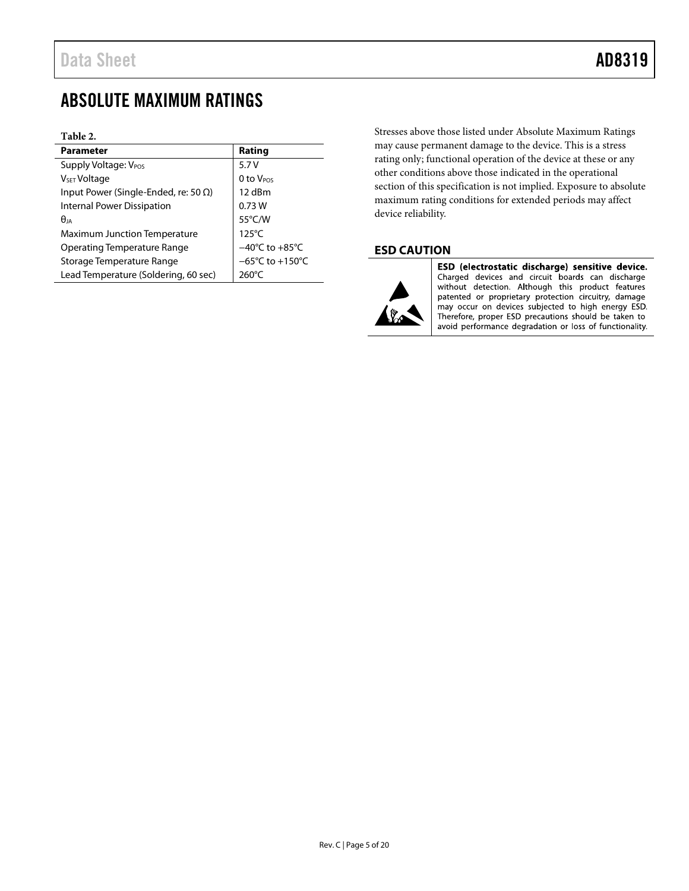# ABSOLUTE MAXIMUM RATINGS

**Table 2.**

| Parameter | Rating |
|---|---|
| Supply Voltage: $V_{POS}$ | 5.7 V |
| $V_{SET}$ Voltage | 0 to $V_{POS}$ |
| Input Power (Single-Ended, re: 50 Ω) | 12 dBm |
| Internal Power Dissipation | 0.73 W |
| $θ_{JA}$ | 55°C/W |
| Maximum Junction Temperature | 125°C |
| Operating Temperature Range | −40°C to +85°C |
| Storage Temperature Range | −65°C to +150°C |
| Lead Temperature (Soldering, 60 sec) | 260°C |

Stresses above those listed under Absolute Maximum Ratings may cause permanent damage to the device. This is a stress rating only; functional operation of the device at these or any other conditions above those indicated in the operational section of this specification is not implied. Exposure to absolute maximum rating conditions for extended periods may affect device reliability.

## ESD CAUTION

**ESD (electrostatic discharge) sensitive device.** Charged devices and circuit boards can discharge without detection. Although this product features patented or proprietary protection circuitry, damage may occur on devices subjected to high energy ESD. Therefore, proper ESD precautions should be taken to avoid performance degradation or loss of functionality.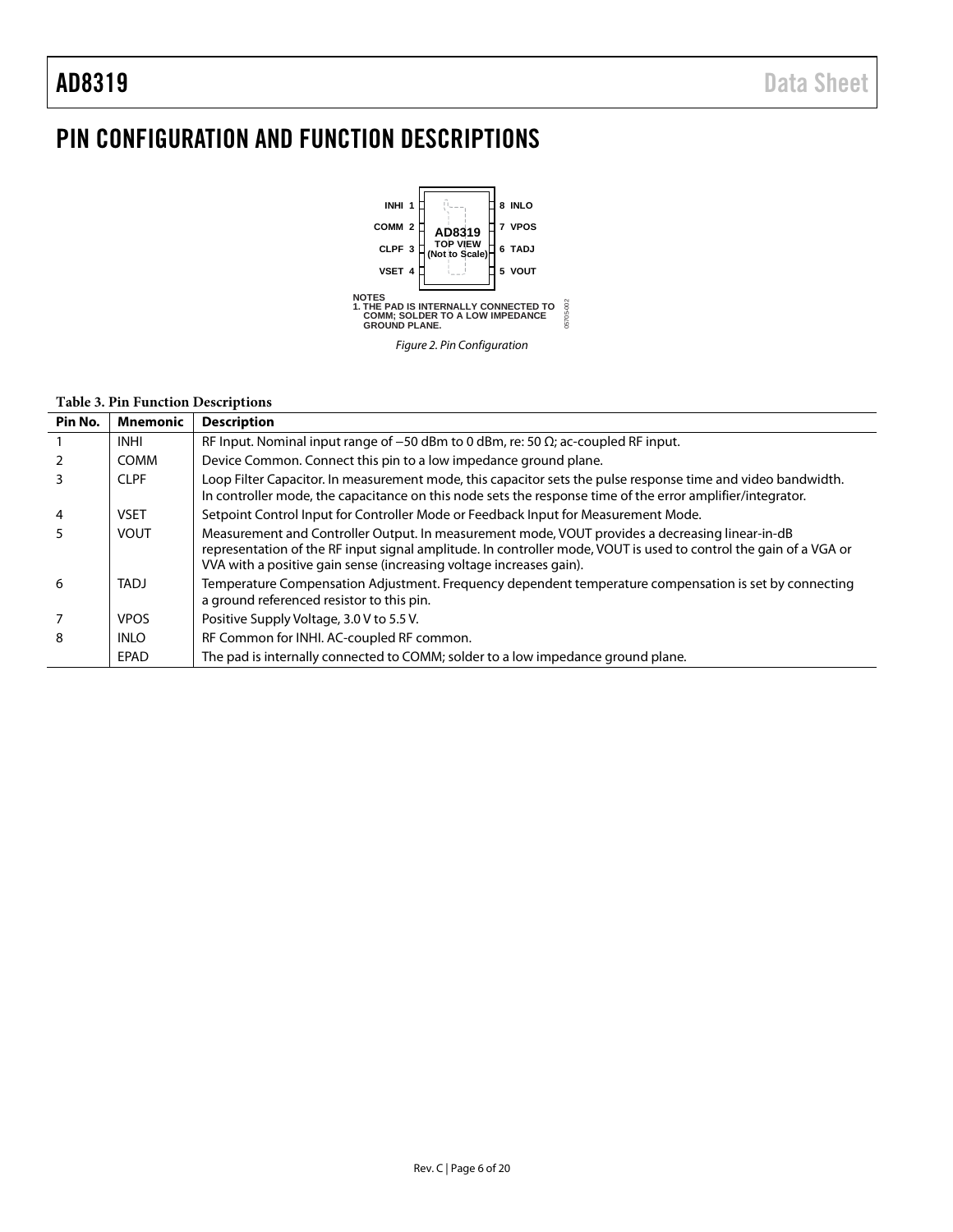# PIN CONFIGURATION AND FUNCTION DESCRIPTIONS

NOTES
1. THE PAD IS INTERNALLY CONNECTED TO COMM; SOLDER TO A LOW IMPEDANCE GROUND PLANE.

*Figure 2. Pin Configuration*

**Table 3. Pin Function Descriptions**

| Pin No. | Mnemonic | Description |
|---|---|---|
| 1 | INHI | RF Input. Nominal input range of −50 dBm to 0 dBm, re: 50 Ω; ac-coupled RF input. |
| 2 | COMM | Device Common. Connect this pin to a low impedance ground plane. |
| 3 | CLPF | Loop Filter Capacitor. In measurement mode, this capacitor sets the pulse response time and video bandwidth. In controller mode, the capacitance on this node sets the response time of the error amplifier/integrator. |
| 4 | VSET | Setpoint Control Input for Controller Mode or Feedback Input for Measurement Mode. |
| 5 | VOUT | Measurement and Controller Output. In measurement mode, VOUT provides a decreasing linear-in-dB representation of the RF input signal amplitude. In controller mode, VOUT is used to control the gain of a VGA or VVA with a positive gain sense (increasing voltage increases gain). |
| 6 | TADJ | Temperature Compensation Adjustment. Frequency dependent temperature compensation is set by connecting a ground referenced resistor to this pin. |
| 7 | VPOS | Positive Supply Voltage, 3.0 V to 5.5 V. |
| 8 | INLO | RF Common for INHI. AC-coupled RF common. |
| | EPAD | The pad is internally connected to COMM; solder to a low impedance ground plane. |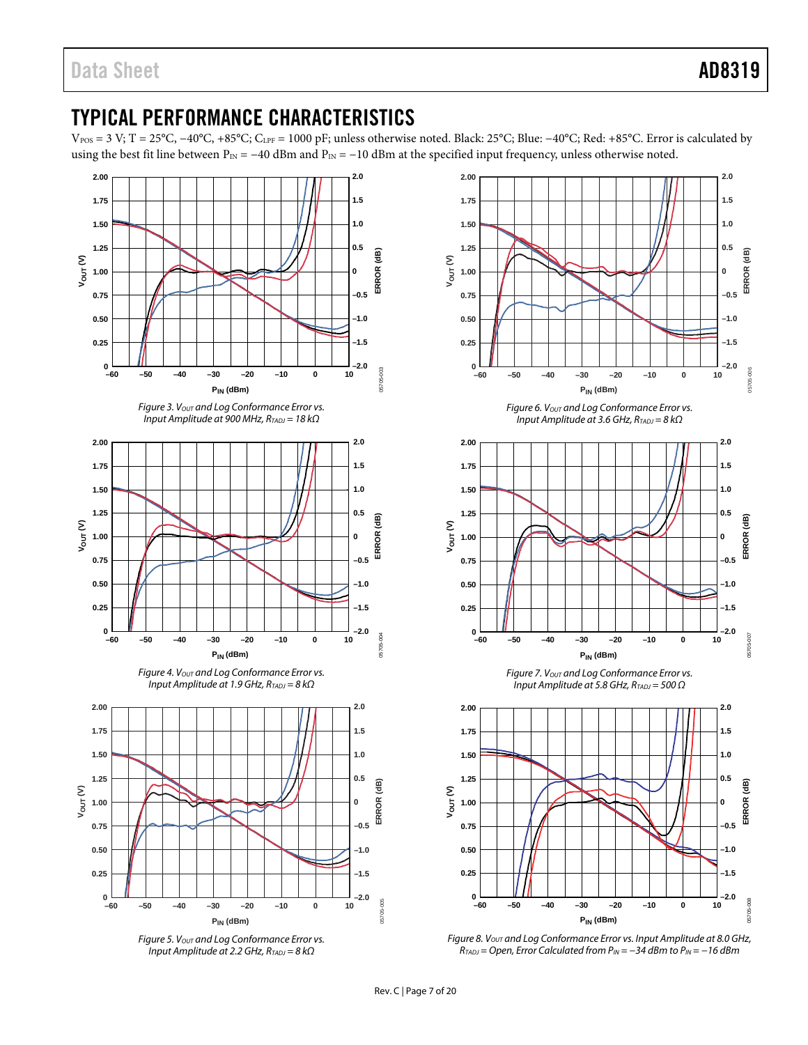# TYPICAL PERFORMANCE CHARACTERISTICS

$V_{POS}$ = 3 V; T = 25°C, −40°C, +85°C; $C_{LPF}$ = 1000 pF; unless otherwise noted. Black: 25°C; Blue: −40°C; Red: +85°C. Error is calculated by using the best fit line between $P_{IN}$ = −40 dBm and $P_{IN}$ = −10 dBm at the specified input frequency, unless otherwise noted.

*Figure 3. $V_{OUT}$ and Log Conformance Error vs. Input Amplitude at 900 MHz, $R_{TADJ}$ = 18 kΩ*

*Figure 4. $V_{OUT}$ and Log Conformance Error vs. Input Amplitude at 1.9 GHz, $R_{TADJ}$ = 8 kΩ*

*Figure 5. $V_{OUT}$ and Log Conformance Error vs. Input Amplitude at 2.2 GHz, $R_{TADJ}$ = 8 kΩ*

*Figure 6. $V_{OUT}$ and Log Conformance Error vs. Input Amplitude at 3.6 GHz, $R_{TADJ}$ = 8 kΩ*

*Figure 7. $V_{OUT}$ and Log Conformance Error vs. Input Amplitude at 5.8 GHz, $R_{TADJ}$ = 500 Ω*

*Figure 8. $V_{OUT}$ and Log Conformance Error vs. Input Amplitude at 8.0 GHz, $R_{TADJ}$ = Open, Error Calculated from $P_{IN}$ = −34 dBm to $P_{IN}$ = −16 dBm*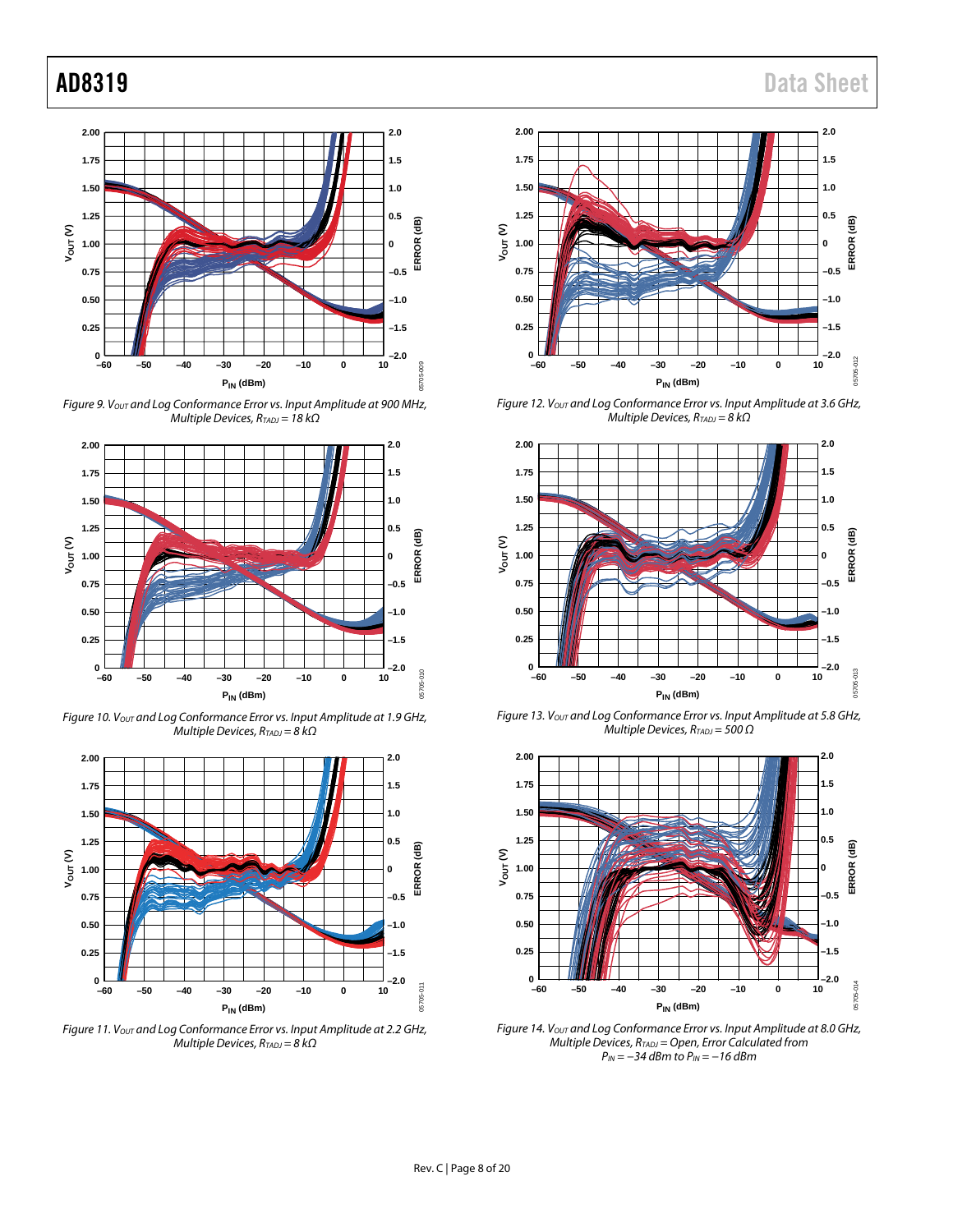Figure 9. $V_{OUT}$ and Log Conformance Error vs. Input Amplitude at 900 MHz, Multiple Devices, $R_{TADJ}$ = 18 kΩ

Figure 10. $V_{OUT}$ and Log Conformance Error vs. Input Amplitude at 1.9 GHz, Multiple Devices, $R_{TADJ}$ = 8 kΩ

Figure 11. $V_{OUT}$ and Log Conformance Error vs. Input Amplitude at 2.2 GHz, Multiple Devices, $R_{TADJ}$ = 8 kΩ

Figure 12. $V_{OUT}$ and Log Conformance Error vs. Input Amplitude at 3.6 GHz, Multiple Devices, $R_{TADJ}$ = 8 kΩ

Figure 13. $V_{OUT}$ and Log Conformance Error vs. Input Amplitude at 5.8 GHz, Multiple Devices, $R_{TADJ}$ = 500 Ω

Figure 14. $V_{OUT}$ and Log Conformance Error vs. Input Amplitude at 8.0 GHz, Multiple Devices, $R_{TADJ}$ = Open, Error Calculated from $P_{IN}$ = −34 dBm to $P_{IN}$ = −16 dBm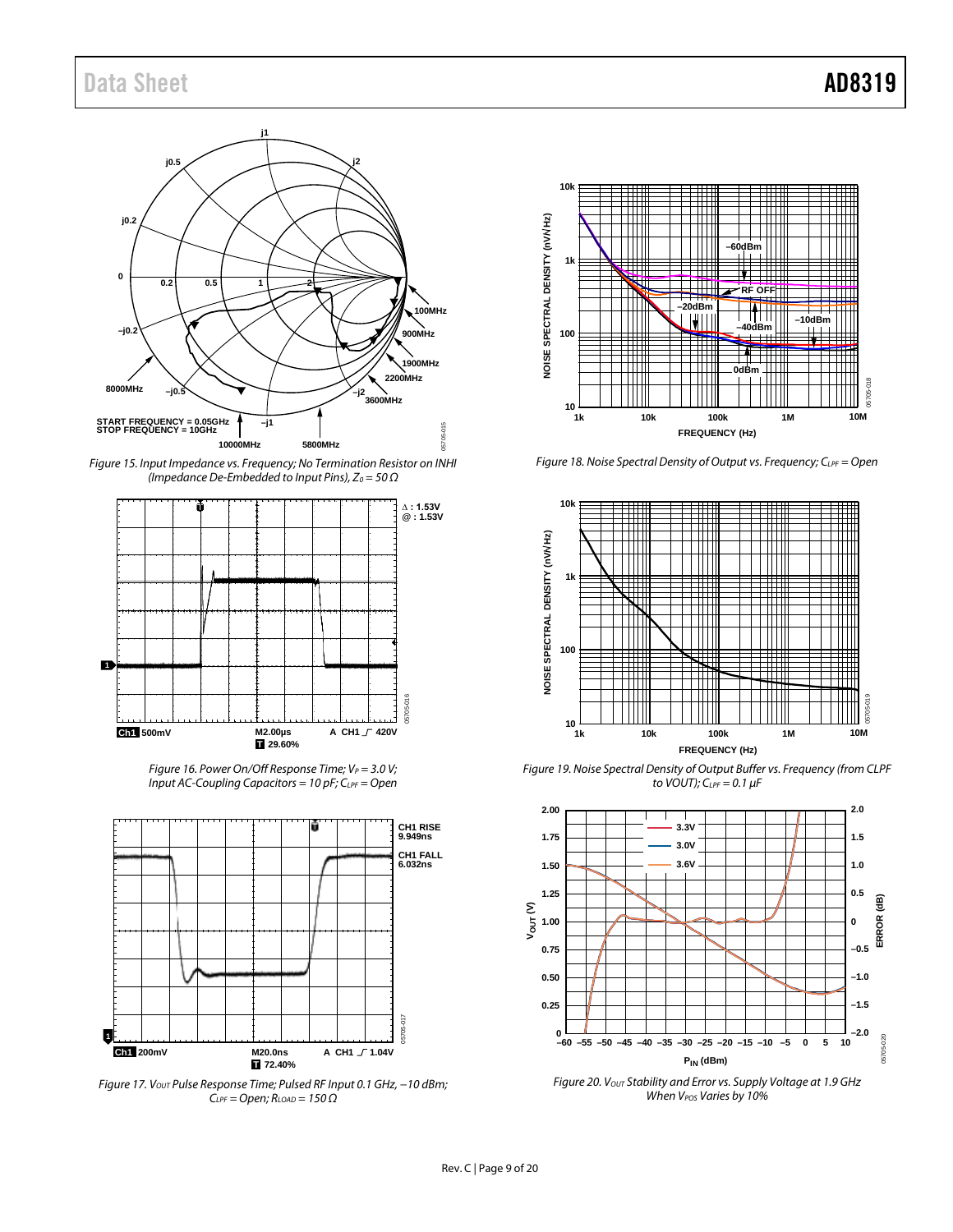Figure 15. Input Impedance vs. Frequency; No Termination Resistor on INHI (Impedance De-Embedded to Input Pins), $Z_0$ = 50 Ω

Figure 16. Power On/Off Response Time; $V_P$ = 3.0 V; Input AC-Coupling Capacitors = 10 pF; $C_{LPF}$ = Open

Figure 17. $V_{OUT}$ Pulse Response Time; Pulsed RF Input 0.1 GHz, −10 dBm; $C_{LPF}$ = Open; $R_{LOAD}$ = 150 Ω

Figure 18. Noise Spectral Density of Output vs. Frequency; $C_{LPF}$ = Open

Figure 19. Noise Spectral Density of Output Buffer vs. Frequency (from CLPF to VOUT); $C_{LPF}$ = 0.1 µF

Figure 20. $V_{OUT}$ Stability and Error vs. Supply Voltage at 1.9 GHz When $V_{POS}$ Varies by 10%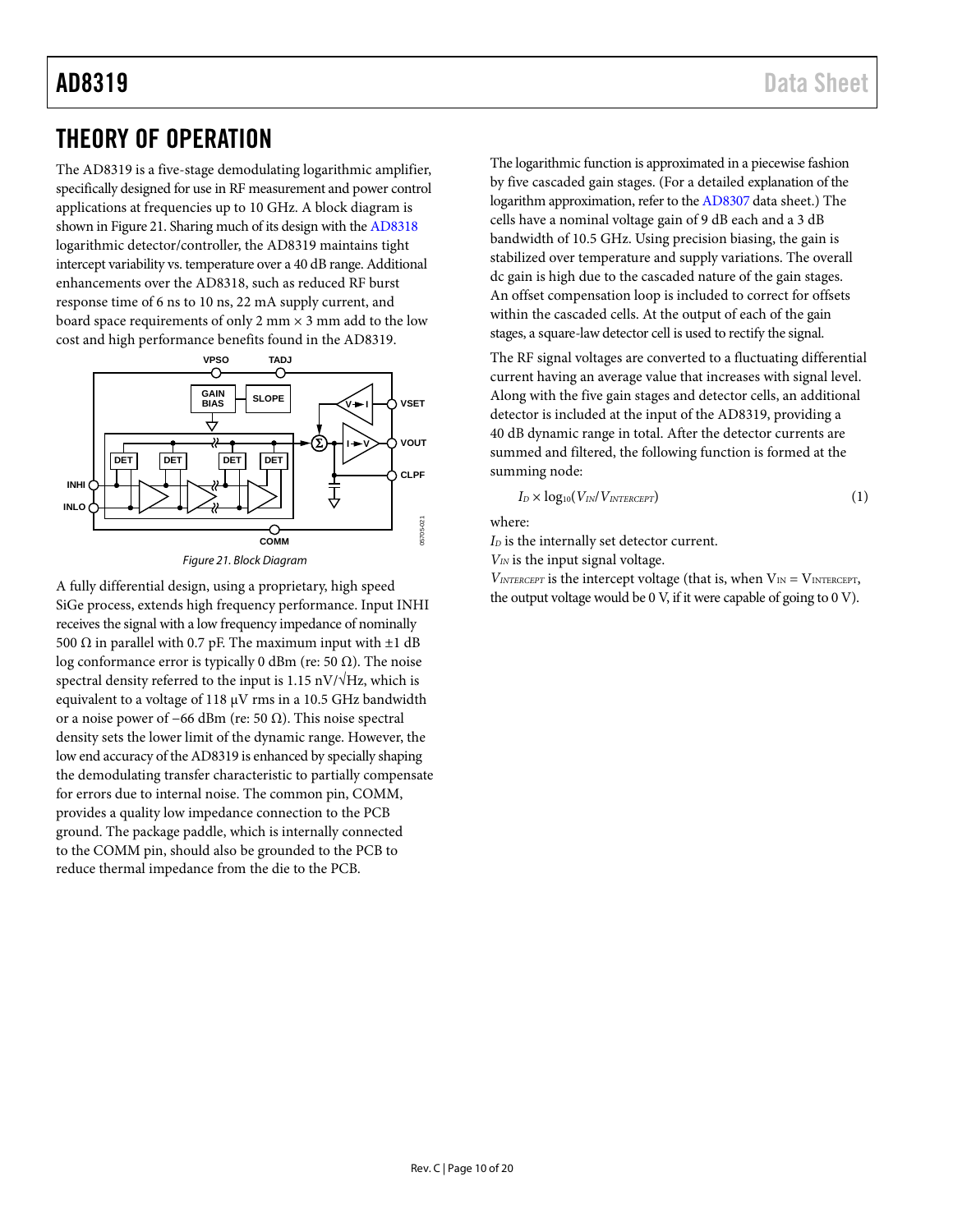# THEORY OF OPERATION

The AD8319 is a five-stage demodulating logarithmic amplifier, specifically designed for use in RF measurement and power control applications at frequencies up to 10 GHz. A block diagram is shown in Figure 21. Sharing much of its design with the AD8318 logarithmic detector/controller, the AD8319 maintains tight intercept variability vs. temperature over a 40 dB range. Additional enhancements over the AD8318, such as reduced RF burst response time of 6 ns to 10 ns, 22 mA supply current, and board space requirements of only 2 mm × 3 mm add to the low cost and high performance benefits found in the AD8319.

Figure 21. Block Diagram

A fully differential design, using a proprietary, high speed SiGe process, extends high frequency performance. Input INHI receives the signal with a low frequency impedance of nominally 500 Ω in parallel with 0.7 pF. The maximum input with ±1 dB log conformance error is typically 0 dBm (re: 50 Ω). The noise spectral density referred to the input is 1.15 nV/√Hz, which is equivalent to a voltage of 118 μV rms in a 10.5 GHz bandwidth or a noise power of −66 dBm (re: 50 Ω). This noise spectral density sets the lower limit of the dynamic range. However, the low end accuracy of the AD8319 is enhanced by specially shaping the demodulating transfer characteristic to partially compensate for errors due to internal noise. The common pin, COMM, provides a quality low impedance connection to the PCB ground. The package paddle, which is internally connected to the COMM pin, should also be grounded to the PCB to reduce thermal impedance from the die to the PCB.

The logarithmic function is approximated in a piecewise fashion by five cascaded gain stages. (For a detailed explanation of the logarithm approximation, refer to the AD8307 data sheet.) The cells have a nominal voltage gain of 9 dB each and a 3 dB bandwidth of 10.5 GHz. Using precision biasing, the gain is stabilized over temperature and supply variations. The overall dc gain is high due to the cascaded nature of the gain stages. An offset compensation loop is included to correct for offsets within the cascaded cells. At the output of each of the gain stages, a square-law detector cell is used to rectify the signal.

The RF signal voltages are converted to a fluctuating differential current having an average value that increases with signal level. Along with the five gain stages and detector cells, an additional detector is included at the input of the AD8319, providing a 40 dB dynamic range in total. After the detector currents are summed and filtered, the following function is formed at the summing node:

$$I_D \times \log_{10}(V_{IN}/V_{INTERCEPT}) \quad (1)$$

where:

$I_D$ is the internally set detector current.
$V_{IN}$ is the input signal voltage.
$V_{INTERCEPT}$ is the intercept voltage (that is, when $V_{IN} = V_{INTERCEPT}$, the output voltage would be 0 V, if it were capable of going to 0 V).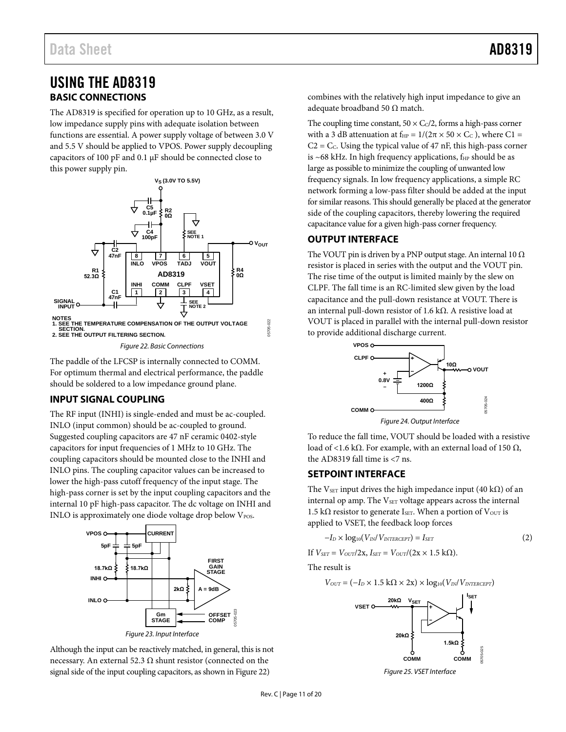# USING THE AD8319

## BASIC CONNECTIONS

The AD8319 is specified for operation up to 10 GHz, as a result, low impedance supply pins with adequate isolation between functions are essential. A power supply voltage of between 3.0 V and 5.5 V should be applied to VPOS. Power supply decoupling capacitors of 100 pF and 0.1 µF should be connected close to this power supply pin.

NOTES
1. SEE THE TEMPERATURE COMPENSATION OF THE OUTPUT VOLTAGE SECTION.
2. SEE THE OUTPUT FILTERING SECTION.

*Figure 22. Basic Connections*

The paddle of the LFCSP is internally connected to COMM. For optimum thermal and electrical performance, the paddle should be soldered to a low impedance ground plane.

## INPUT SIGNAL COUPLING

The RF input (INHI) is single-ended and must be ac-coupled. INLO (input common) should be ac-coupled to ground. Suggested coupling capacitors are 47 nF ceramic 0402-style capacitors for input frequencies of 1 MHz to 10 GHz. The coupling capacitors should be mounted close to the INHI and INLO pins. The coupling capacitor values can be increased to lower the high-pass cutoff frequency of the input stage. The high-pass corner is set by the input coupling capacitors and the internal 10 pF high-pass capacitor. The dc voltage on INHI and INLO is approximately one diode voltage drop below $V_{POS}$.

*Figure 23. Input Interface*

Although the input can be reactively matched, in general, this is not necessary. An external 52.3 Ω shunt resistor (connected on the signal side of the input coupling capacitors, as shown in Figure 22) combines with the relatively high input impedance to give an adequate broadband 50 Ω match.

The coupling time constant, $50 \times C_C/2$, forms a high-pass corner with a 3 dB attenuation at $f_{HP} = 1/(2\pi \times 50 \times C_C)$, where $C1 = C2 = C_C$. Using the typical value of 47 nF, this high-pass corner is ~68 kHz. In high frequency applications, $f_{HP}$ should be as large as possible to minimize the coupling of unwanted low frequency signals. In low frequency applications, a simple RC network forming a low-pass filter should be added at the input for similar reasons. This should generally be placed at the generator side of the coupling capacitors, thereby lowering the required capacitance value for a given high-pass corner frequency.

## OUTPUT INTERFACE

The VOUT pin is driven by a PNP output stage. An internal 10 Ω resistor is placed in series with the output and the VOUT pin. The rise time of the output is limited mainly by the slew on CLPF. The fall time is an RC-limited slew given by the load capacitance and the pull-down resistance at VOUT. There is an internal pull-down resistor of 1.6 kΩ. A resistive load at VOUT is placed in parallel with the internal pull-down resistor to provide additional discharge current.

*Figure 24. Output Interface*

To reduce the fall time, VOUT should be loaded with a resistive load of <1.6 kΩ. For example, with an external load of 150 Ω, the AD8319 fall time is <7 ns.

## SETPOINT INTERFACE

The $V_{SET}$ input drives the high impedance input (40 kΩ) of an internal op amp. The $V_{SET}$ voltage appears across the internal 1.5 kΩ resistor to generate $I_{SET}$. When a portion of $V_{OUT}$ is applied to VSET, the feedback loop forces

$$-I_D \times \log_{10}(V_{IN}/V_{INTERCEPT}) = I_{SET} \quad (2)$$

If $V_{SET} = V_{OUT}/2x$, $I_{SET} = V_{OUT}/(2x \times 1.5\ \text{k}\Omega)$.

The result is

$$V_{OUT} = (-I_D \times 1.5\ \text{k}\Omega \times 2x) \times \log_{10}(V_{IN}/V_{INTERCEPT})$$

*Figure 25. VSET Interface*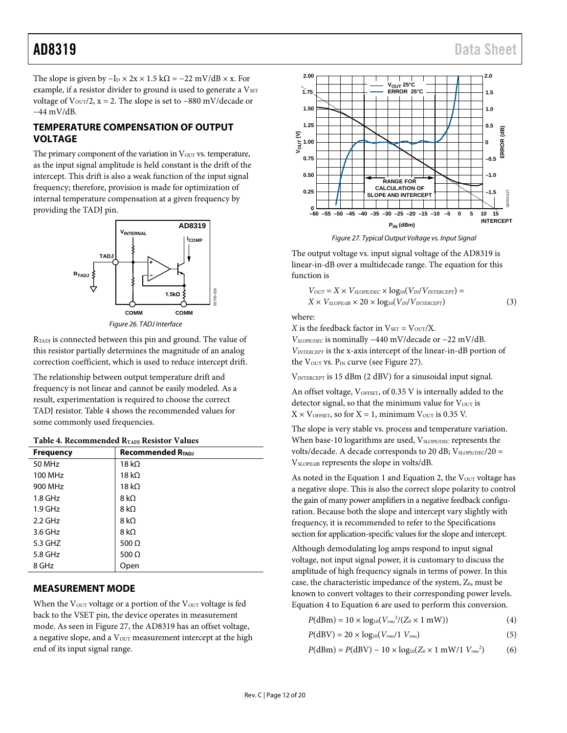The slope is given by $-I_D \times 2x \times 1.5\ k\Omega = -22\ mV/dB \times x$. For example, if a resistor divider to ground is used to generate a $V_{SET}$ voltage of $V_{OUT}/2$, x = 2. The slope is set to −880 mV/decade or −44 mV/dB.

## TEMPERATURE COMPENSATION OF OUTPUT VOLTAGE

The primary component of the variation in $V_{OUT}$ vs. temperature, as the input signal amplitude is held constant is the drift of the intercept. This drift is also a weak function of the input signal frequency; therefore, provision is made for optimization of internal temperature compensation at a given frequency by providing the TADJ pin.

Figure 26. TADJ Interface

$R_{TADJ}$ is connected between this pin and ground. The value of this resistor partially determines the magnitude of an analog correction coefficient, which is used to reduce intercept drift.

The relationship between output temperature drift and frequency is not linear and cannot be easily modeled. As a result, experimentation is required to choose the correct TADJ resistor. Table 4 shows the recommended values for some commonly used frequencies.

**Table 4. Recommended $R_{TADJ}$ Resistor Values**

| Frequency | Recommended $R_{TADJ}$ |
|---|---|
| 50 MHz | 18 kΩ |
| 100 MHz | 18 kΩ |
| 900 MHz | 18 kΩ |
| 1.8 GHz | 8 kΩ |
| 1.9 GHz | 8 kΩ |
| 2.2 GHz | 8 kΩ |
| 3.6 GHz | 8 kΩ |
| 5.3 GHZ | 500 Ω |
| 5.8 GHz | 500 Ω |
| 8 GHz | Open |

## MEASUREMENT MODE

When the $V_{OUT}$ voltage or a portion of the $V_{OUT}$ voltage is fed back to the VSET pin, the device operates in measurement mode. As seen in Figure 27, the AD8319 has an offset voltage, a negative slope, and a $V_{OUT}$ measurement intercept at the high end of its input signal range.

Figure 27. Typical Output Voltage vs. Input Signal

The output voltage vs. input signal voltage of the AD8319 is linear-in-dB over a multidecade range. The equation for this function is

$$V_{OUT} = X \times V_{SLOPE/DEC} \times \log_{10}(V_{IN}/V_{INTERCEPT}) = X \times V_{SLOPE/dB} \times 20 \times \log_{10}(V_{IN}/V_{INTERCEPT}) \quad (3)$$

where:

$X$ is the feedback factor in $V_{SET} = V_{OUT}/X$.

$V_{SLOPE/DEC}$ is nominally −440 mV/decade or −22 mV/dB.

$V_{INTERCEPT}$ is the x-axis intercept of the linear-in-dB portion of the $V_{OUT}$ vs. $P_{IN}$ curve (see Figure 27).

$V_{INTERCEPT}$ is 15 dBm (2 dBV) for a sinusoidal input signal.

An offset voltage, $V_{OFFSET}$, of 0.35 V is internally added to the detector signal, so that the minimum value for $V_{OUT}$ is $X \times V_{OFFSET}$, so for X = 1, minimum $V_{OUT}$ is 0.35 V.

The slope is very stable vs. process and temperature variation. When base-10 logarithms are used, $V_{SLOPE/DEC}$ represents the volts/decade. A decade corresponds to 20 dB; $V_{SLOPE/DEC}/20 = V_{SLOPE/dB}$ represents the slope in volts/dB.

As noted in the Equation 1 and Equation 2, the $V_{OUT}$ voltage has a negative slope. This is also the correct slope polarity to control the gain of many power amplifiers in a negative feedback configuration. Because both the slope and intercept vary slightly with frequency, it is recommended to refer to the Specifications section for application-specific values for the slope and intercept.

Although demodulating log amps respond to input signal voltage, not input signal power, it is customary to discuss the amplitude of high frequency signals in terms of power. In this case, the characteristic impedance of the system, $Z_0$, must be known to convert voltages to their corresponding power levels. Equation 4 to Equation 6 are used to perform this conversion.

$$P(\text{dBm}) = 10 \times \log_{10}(V_{rms}^2/(Z_0 \times 1\ \text{mW})) \quad (4)$$

$$P(\text{dBV}) = 20 \times \log_{10}(V_{rms}/1\ V_{rms}) \quad (5)$$

$$P(\text{dBm}) = P(\text{dBV}) - 10 \times \log_{10}(Z_0 \times 1\ \text{mW}/1\ V_{rms}^2) \quad (6)$$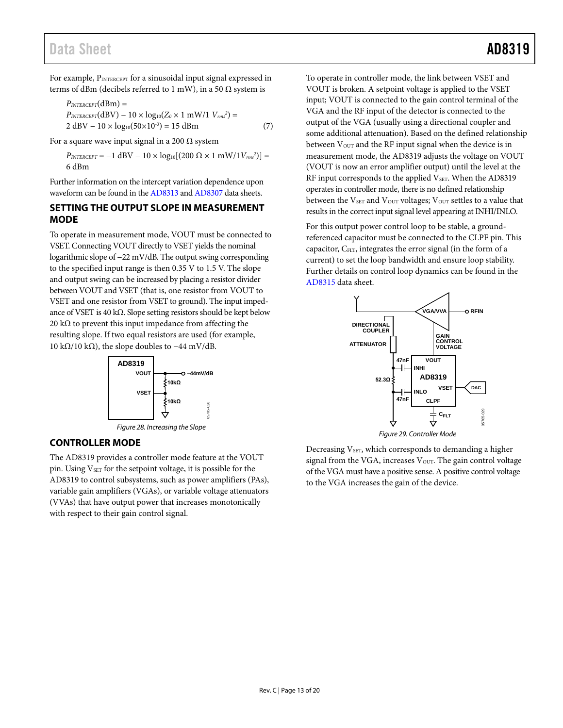For example, $P_{INTERCEPT}$ for a sinusoidal input signal expressed in terms of dBm (decibels referred to 1 mW), in a 50 Ω system is

$$P_{INTERCEPT}(\text{dBm}) =$$
$$P_{INTERCEPT}(\text{dBV}) - 10 \times \log_{10}(Z_0 \times 1\text{ mW}/1\ V_{rms}^2) =$$
$$2\text{ dBV} - 10 \times \log_{10}(50 \times 10^{-3}) = 15\text{ dBm} \quad (7)$$

For a square wave input signal in a 200 Ω system

$$P_{INTERCEPT} = -1\text{ dBV} - 10 \times \log_{10}[(200\ \Omega \times 1\text{ mW}/1 V_{rms}^2)] = 6\text{ dBm}$$

Further information on the intercept variation dependence upon waveform can be found in the AD8313 and AD8307 data sheets.

## SETTING THE OUTPUT SLOPE IN MEASUREMENT MODE

To operate in measurement mode, VOUT must be connected to VSET. Connecting VOUT directly to VSET yields the nominal logarithmic slope of −22 mV/dB. The output swing corresponding to the specified input range is then 0.35 V to 1.5 V. The slope and output swing can be increased by placing a resistor divider between VOUT and VSET (that is, one resistor from VOUT to VSET and one resistor from VSET to ground). The input impedance of VSET is 40 kΩ. Slope setting resistors should be kept below 20 kΩ to prevent this input impedance from affecting the resulting slope. If two equal resistors are used (for example, 10 kΩ/10 kΩ), the slope doubles to −44 mV/dB.

Figure 28. Increasing the Slope

## CONTROLLER MODE

The AD8319 provides a controller mode feature at the VOUT pin. Using $V_{SET}$ for the setpoint voltage, it is possible for the AD8319 to control subsystems, such as power amplifiers (PAs), variable gain amplifiers (VGAs), or variable voltage attenuators (VVAs) that have output power that increases monotonically with respect to their gain control signal.

To operate in controller mode, the link between VSET and VOUT is broken. A setpoint voltage is applied to the VSET input; VOUT is connected to the gain control terminal of the VGA and the RF input of the detector is connected to the output of the VGA (usually using a directional coupler and some additional attenuation). Based on the defined relationship between $V_{OUT}$ and the RF input signal when the device is in measurement mode, the AD8319 adjusts the voltage on VOUT (VOUT is now an error amplifier output) until the level at the RF input corresponds to the applied $V_{SET}$. When the AD8319 operates in controller mode, there is no defined relationship between the $V_{SET}$ and $V_{OUT}$ voltages; $V_{OUT}$ settles to a value that results in the correct input signal level appearing at INHI/INLO.

For this output power control loop to be stable, a ground-referenced capacitor must be connected to the CLPF pin. This capacitor, $C_{FLT}$, integrates the error signal (in the form of a current) to set the loop bandwidth and ensure loop stability. Further details on control loop dynamics can be found in the AD8315 data sheet.

Figure 29. Controller Mode

Decreasing $V_{SET}$, which corresponds to demanding a higher signal from the VGA, increases $V_{OUT}$. The gain control voltage of the VGA must have a positive sense. A positive control voltage to the VGA increases the gain of the device.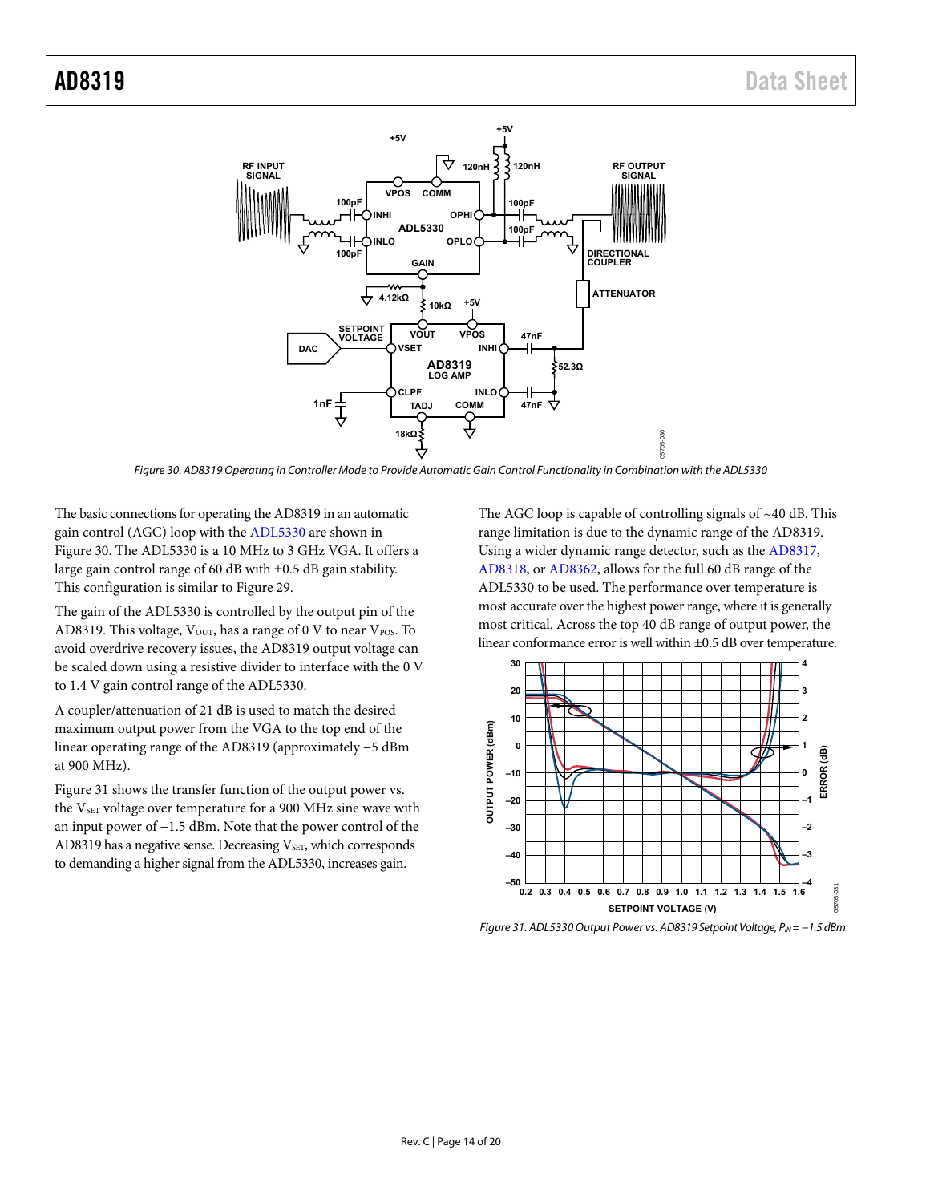Figure 30. AD8319 Operating in Controller Mode to Provide Automatic Gain Control Functionality in Combination with the ADL5330

The basic connections for operating the AD8319 in an automatic gain control (AGC) loop with the ADL5330 are shown in Figure 30. The ADL5330 is a 10 MHz to 3 GHz VGA. It offers a large gain control range of 60 dB with ±0.5 dB gain stability. This configuration is similar to Figure 29.

The gain of the ADL5330 is controlled by the output pin of the AD8319. This voltage, $V_{OUT}$, has a range of 0 V to near $V_{POS}$. To avoid overdrive recovery issues, the AD8319 output voltage can be scaled down using a resistive divider to interface with the 0 V to 1.4 V gain control range of the ADL5330.

A coupler/attenuation of 21 dB is used to match the desired maximum output power from the VGA to the top end of the linear operating range of the AD8319 (approximately −5 dBm at 900 MHz).

Figure 31 shows the transfer function of the output power vs. the $V_{SET}$ voltage over temperature for a 900 MHz sine wave with an input power of −1.5 dBm. Note that the power control of the AD8319 has a negative sense. Decreasing $V_{SET}$, which corresponds to demanding a higher signal from the ADL5330, increases gain.

The AGC loop is capable of controlling signals of ~40 dB. This range limitation is due to the dynamic range of the AD8319. Using a wider dynamic range detector, such as the AD8317, AD8318, or AD8362, allows for the full 60 dB range of the ADL5330 to be used. The performance over temperature is most accurate over the highest power range, where it is generally most critical. Across the top 40 dB range of output power, the linear conformance error is well within ±0.5 dB over temperature.

Figure 31. ADL5330 Output Power vs. AD8319 Setpoint Voltage, $P_{IN}$ = −1.5 dBm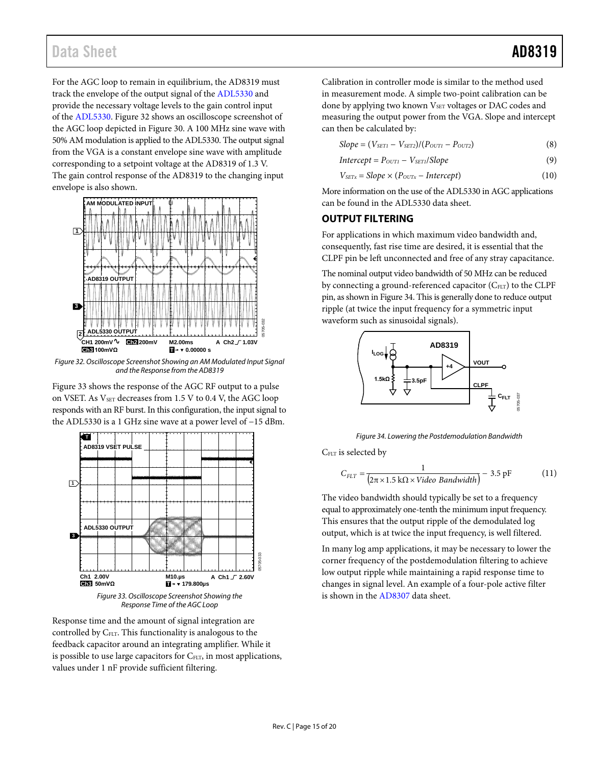For the AGC loop to remain in equilibrium, the AD8319 must track the envelope of the output signal of the ADL5330 and provide the necessary voltage levels to the gain control input of the ADL5330. Figure 32 shows an oscilloscope screenshot of the AGC loop depicted in Figure 30. A 100 MHz sine wave with 50% AM modulation is applied to the ADL5330. The output signal from the VGA is a constant envelope sine wave with amplitude corresponding to a setpoint voltage at the AD8319 of 1.3 V. The gain control response of the AD8319 to the changing input envelope is also shown.

Figure 32. Oscilloscope Screenshot Showing an AM Modulated Input Signal and the Response from the AD8319

Figure 33 shows the response of the AGC RF output to a pulse on VSET. As $V_{SET}$ decreases from 1.5 V to 0.4 V, the AGC loop responds with an RF burst. In this configuration, the input signal to the ADL5330 is a 1 GHz sine wave at a power level of −15 dBm.

Figure 33. Oscilloscope Screenshot Showing the Response Time of the AGC Loop

Response time and the amount of signal integration are controlled by $C_{FLT}$. This functionality is analogous to the feedback capacitor around an integrating amplifier. While it is possible to use large capacitors for $C_{FLT}$, in most applications, values under 1 nF provide sufficient filtering.

Calibration in controller mode is similar to the method used in measurement mode. A simple two-point calibration can be done by applying two known $V_{SET}$ voltages or DAC codes and measuring the output power from the VGA. Slope and intercept can then be calculated by:

$$Slope = (V_{SET1} - V_{SET2})/(P_{OUT1} - P_{OUT2}) \quad (8)$$

$$Intercept = P_{OUT1} - V_{SET1}/Slope \quad (9)$$

$$V_{SETx} = Slope \times (P_{OUTx} - Intercept) \quad (10)$$

More information on the use of the ADL5330 in AGC applications can be found in the ADL5330 data sheet.

## OUTPUT FILTERING

For applications in which maximum video bandwidth and, consequently, fast rise time are desired, it is essential that the CLPF pin be left unconnected and free of any stray capacitance.

The nominal output video bandwidth of 50 MHz can be reduced by connecting a ground-referenced capacitor ($C_{FLT}$) to the CLPF pin, as shown in Figure 34. This is generally done to reduce output ripple (at twice the input frequency for a symmetric input waveform such as sinusoidal signals).

Figure 34. Lowering the Postdemodulation Bandwidth

$C_{FLT}$ is selected by

$$C_{FLT} = \frac{1}{(2\pi \times 1.5\ \text{k}\Omega \times Video\ Bandwidth)} - 3.5\ \text{pF} \quad (11)$$

The video bandwidth should typically be set to a frequency equal to approximately one-tenth the minimum input frequency. This ensures that the output ripple of the demodulated log output, which is at twice the input frequency, is well filtered.

In many log amp applications, it may be necessary to lower the corner frequency of the postdemodulation filtering to achieve low output ripple while maintaining a rapid response time to changes in signal level. An example of a four-pole active filter is shown in the AD8307 data sheet.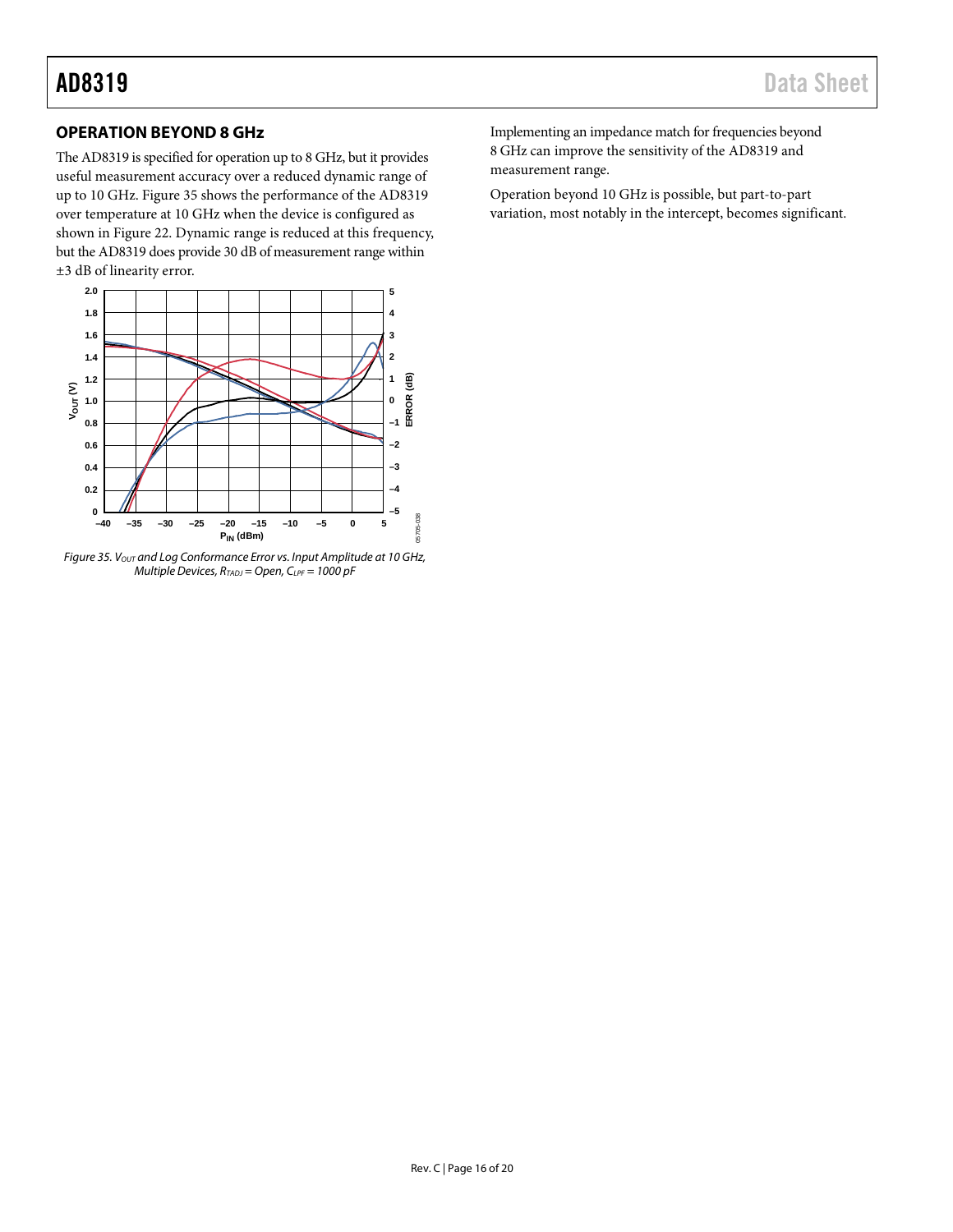## OPERATION BEYOND 8 GHz

The AD8319 is specified for operation up to 8 GHz, but it provides useful measurement accuracy over a reduced dynamic range of up to 10 GHz. Figure 35 shows the performance of the AD8319 over temperature at 10 GHz when the device is configured as shown in Figure 22. Dynamic range is reduced at this frequency, but the AD8319 does provide 30 dB of measurement range within ±3 dB of linearity error.

*Figure 35. $V_{OUT}$ and Log Conformance Error vs. Input Amplitude at 10 GHz, Multiple Devices, $R_{TADJ}$ = Open, $C_{LPF}$ = 1000 pF*

Implementing an impedance match for frequencies beyond 8 GHz can improve the sensitivity of the AD8319 and measurement range.

Operation beyond 10 GHz is possible, but part-to-part variation, most notably in the intercept, becomes significant.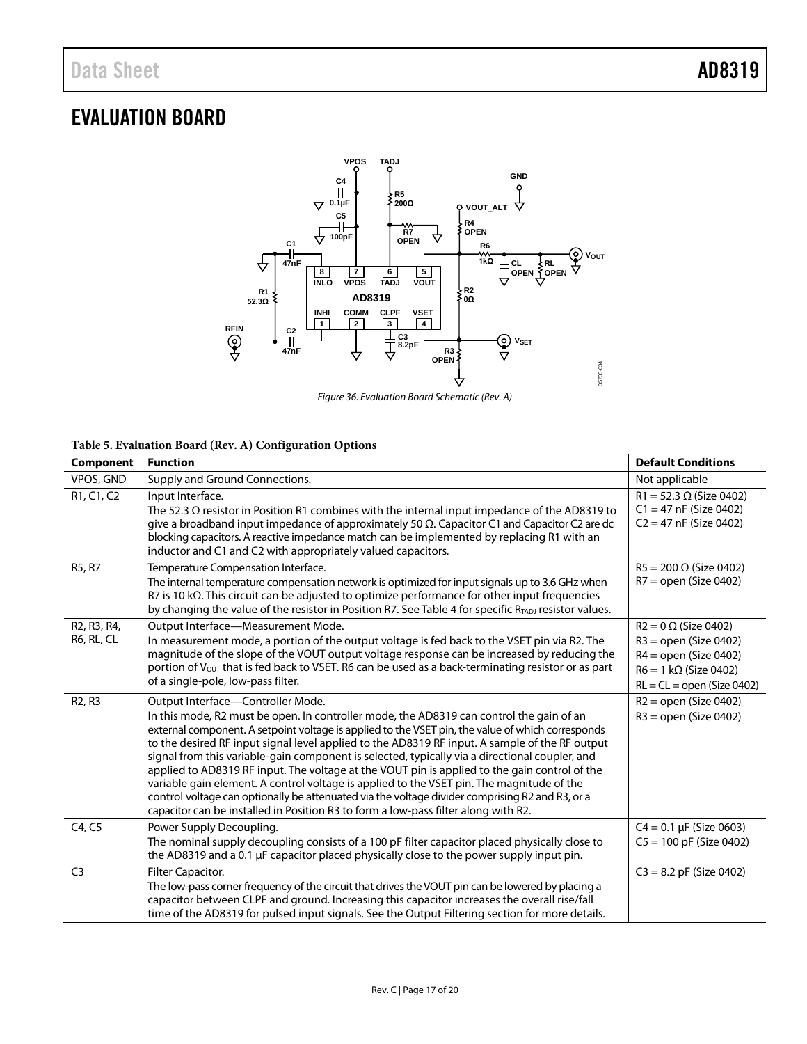## EVALUATION BOARD

Figure 36. Evaluation Board Schematic (Rev. A)

**Table 5. Evaluation Board (Rev. A) Configuration Options**

| Component | Function | Default Conditions |
|---|---|---|
| VPOS, GND | Supply and Ground Connections. | Not applicable |
| R1, C1, C2 | Input Interface.<br>The 52.3 Ω resistor in Position R1 combines with the internal input impedance of the AD8319 to give a broadband input impedance of approximately 50 Ω. Capacitor C1 and Capacitor C2 are dc blocking capacitors. A reactive impedance match can be implemented by replacing R1 with an inductor and C1 and C2 with appropriately valued capacitors. | R1 = 52.3 Ω (Size 0402)<br>C1 = 47 nF (Size 0402)<br>C2 = 47 nF (Size 0402) |
| R5, R7 | Temperature Compensation Interface.<br>The internal temperature compensation network is optimized for input signals up to 3.6 GHz when R7 is 10 kΩ. This circuit can be adjusted to optimize performance for other input frequencies by changing the value of the resistor in Position R7. See Table 4 for specific $R_{TADJ}$ resistor values. | R5 = 200 Ω (Size 0402)<br>R7 = open (Size 0402) |
| R2, R3, R4, R6, RL, CL | Output Interface—Measurement Mode.<br>In measurement mode, a portion of the output voltage is fed back to the VSET pin via R2. The magnitude of the slope of the VOUT output voltage response can be increased by reducing the portion of $V_{OUT}$ that is fed back to VSET. R6 can be used as a back-terminating resistor or as part of a single-pole, low-pass filter. | R2 = 0 Ω (Size 0402)<br>R3 = open (Size 0402)<br>R4 = open (Size 0402)<br>R6 = 1 kΩ (Size 0402)<br>RL = CL = open (Size 0402) |
| R2, R3 | Output Interface—Controller Mode.<br>In this mode, R2 must be open. In controller mode, the AD8319 can control the gain of an external component. A setpoint voltage is applied to the VSET pin, the value of which corresponds to the desired RF input signal level applied to the AD8319 RF input. A sample of the RF output signal from this variable-gain component is selected, typically via a directional coupler, and applied to AD8319 RF input. The voltage at the VOUT pin is applied to the gain control of the variable gain element. A control voltage is applied to the VSET pin. The magnitude of the control voltage can optionally be attenuated via the voltage divider comprising R2 and R3, or a capacitor can be installed in Position R3 to form a low-pass filter along with R2. | R2 = open (Size 0402)<br>R3 = open (Size 0402) |
| C4, C5 | Power Supply Decoupling.<br>The nominal supply decoupling consists of a 100 pF filter capacitor placed physically close to the AD8319 and a 0.1 µF capacitor placed physically close to the power supply input pin. | C4 = 0.1 µF (Size 0603)<br>C5 = 100 pF (Size 0402) |
| C3 | Filter Capacitor.<br>The low-pass corner frequency of the circuit that drives the VOUT pin can be lowered by placing a capacitor between CLPF and ground. Increasing this capacitor increases the overall rise/fall time of the AD8319 for pulsed input signals. See the Output Filtering section for more details. | C3 = 8.2 pF (Size 0402) |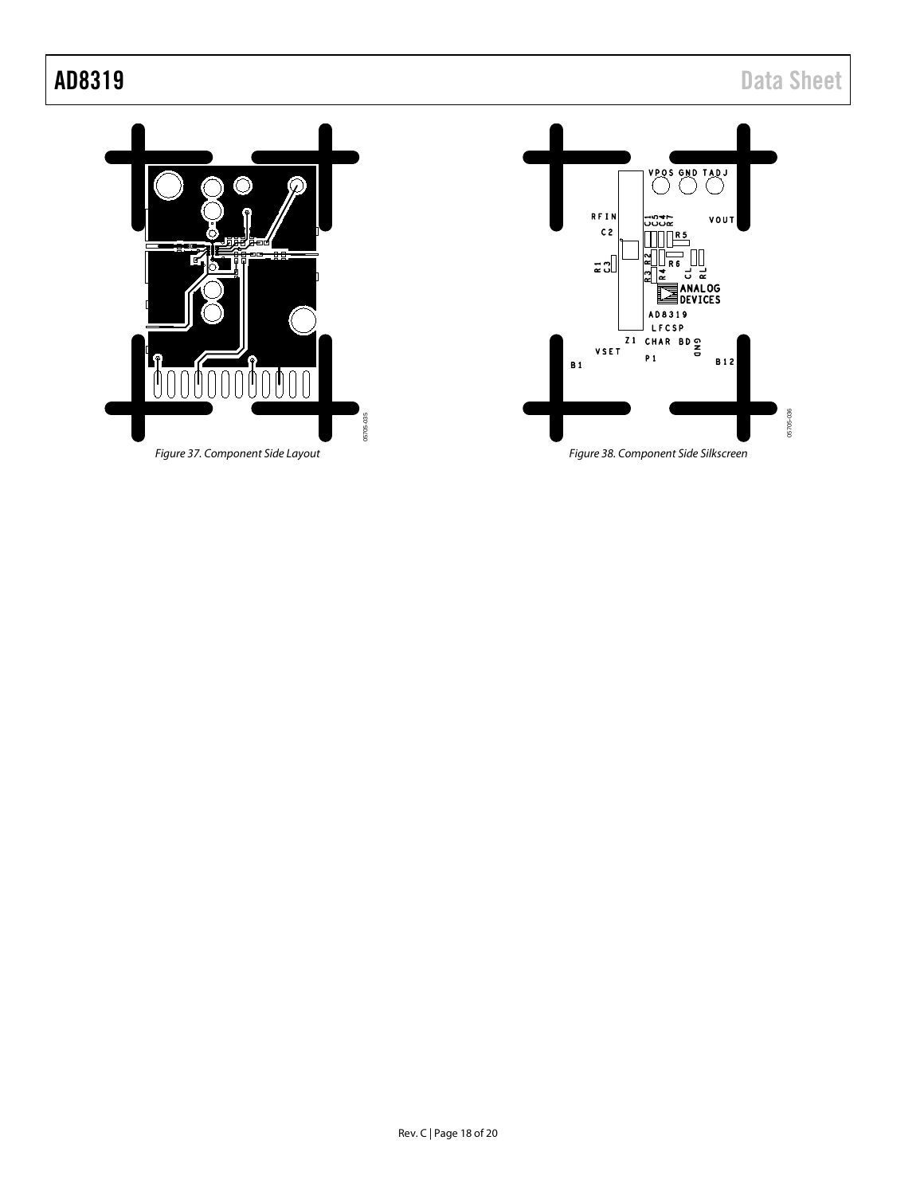Figure 37. Component Side Layout

Figure 38. Component Side Silkscreen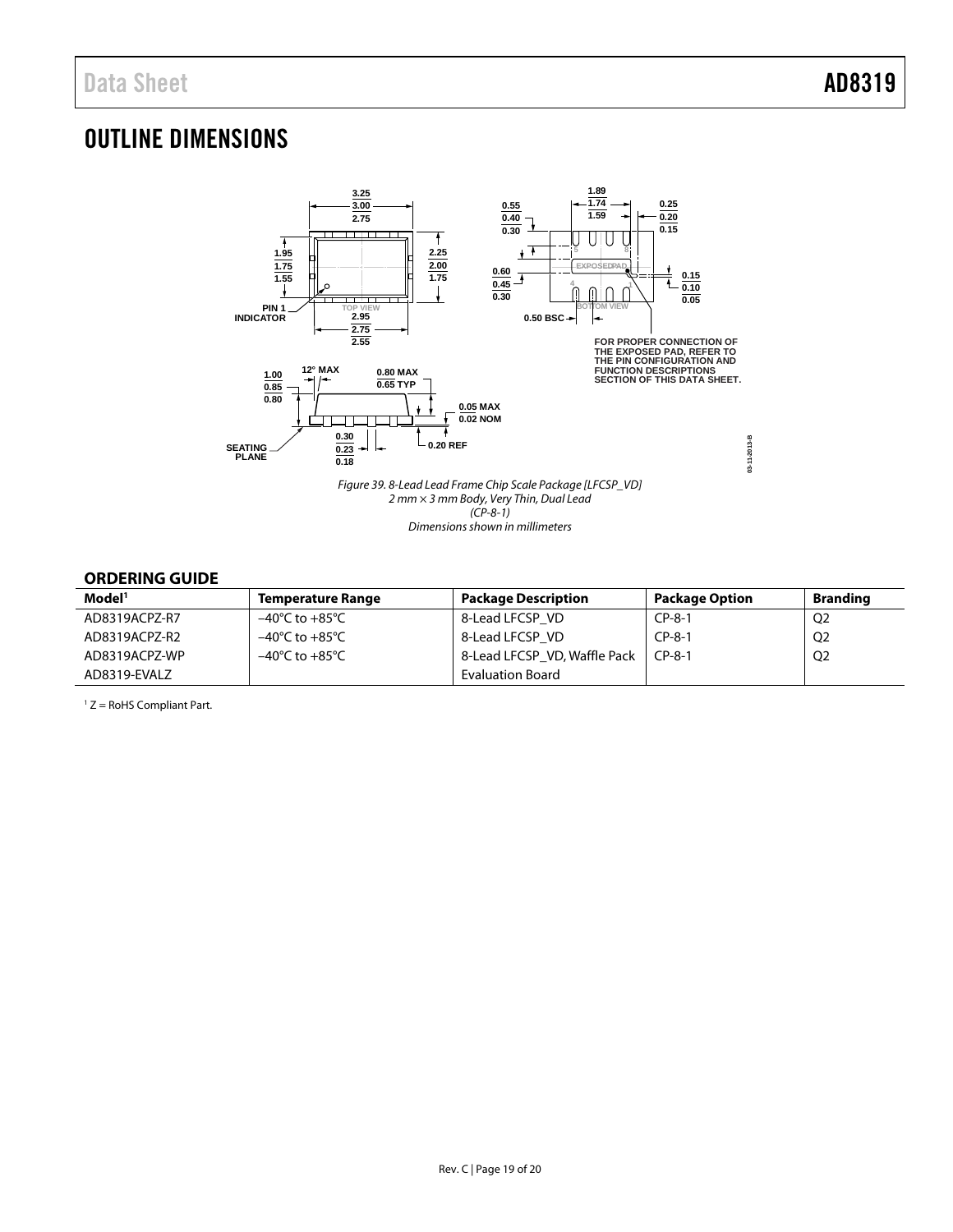# OUTLINE DIMENSIONS

*Figure 39. 8-Lead Lead Frame Chip Scale Package [LFCSP_VD]*
*2 mm × 3 mm Body, Very Thin, Dual Lead*
*(CP-8-1)*
*Dimensions shown in millimeters*

## ORDERING GUIDE

| Model[1] | Temperature Range | Package Description | Package Option | Branding |
|---|---|---|---|---|
| AD8319ACPZ-R7 | −40°C to +85°C | 8-Lead LFCSP_VD | CP-8-1 | Q2 |
| AD8319ACPZ-R2 | −40°C to +85°C | 8-Lead LFCSP_VD | CP-8-1 | Q2 |
| AD8319ACPZ-WP | −40°C to +85°C | 8-Lead LFCSP_VD, Waffle Pack | CP-8-1 | Q2 |
| AD8319-EVALZ | | Evaluation Board | | |

[1] Z = RoHS Compliant Part.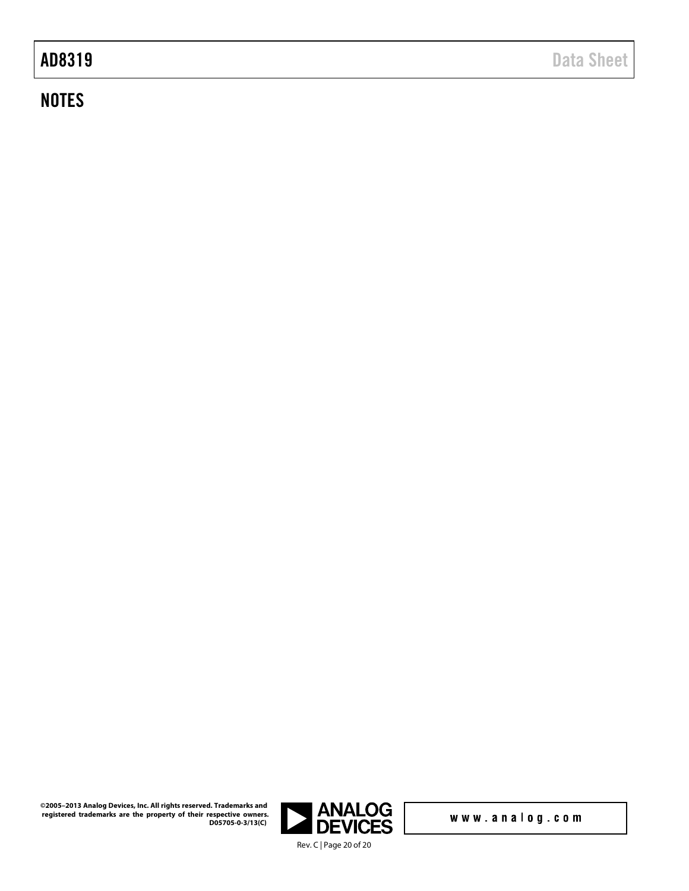## NOTES

©2005–2013 Analog Devices, Inc. All rights reserved. Trademarks and registered trademarks are the property of their respective owners.
D05705-0-3/13(C)